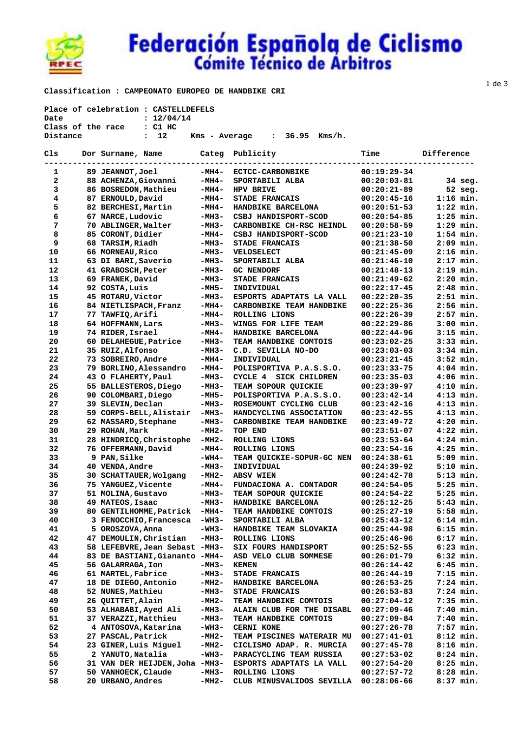# Federación Española de Ciclismo
## Cómite Técnico de Arbitros

**Classification : CAMPEONATO EUROPEO DE HANDBIKE CRI**

**Place of celebration : CASTELLDEFELS**
**Date : 12/04/14**
**Class of the race : C1 HC**
**Distance : 12 Kms - Average : 36.95 Kms/h.**

| Cls | Dor | Surname, Name | Categ | Publicity | Time | Difference |
|---|---|---|---|---|---|---|
| 1 | 89 | JEANNOT,Joel | -MH4- | ECTCC-CARBONBIKE | 00:19:29-34 | |
| 2 | 88 | ACHENZA,Giovanni | -MH4- | SPORTABILI ALBA | 00:20:03-81 | 34 seg. |
| 3 | 86 | BOSREDON,Mathieu | -MH4- | HPV BRIVE | 00:20:21-89 | 52 seg. |
| 4 | 87 | ERNOULD,David | -MH4- | STADE FRANCAIS | 00:20:45-16 | 1:16 min. |
| 5 | 82 | BERCHESI,Martin | -MH4- | HANDBIKE BARCELONA | 00:20:51-53 | 1:22 min. |
| 6 | 67 | NARCE,Ludovic | -MH3- | CSBJ HANDISPORT-SCOD | 00:20:54-85 | 1:25 min. |
| 7 | 70 | ABLINGER,Walter | -MH3- | CARBONBIKE CH-RSC HEINDL | 00:20:58-59 | 1:29 min. |
| 8 | 85 | CORONT,Didier | -MH4- | CSBJ HANDISPORT-SCOD | 00:21:23-10 | 1:54 min. |
| 9 | 68 | TARSIM,Riadh | -MH3- | STADE FRANCAIS | 00:21:38-50 | 2:09 min. |
| 10 | 66 | MORNEAU,Rico | -MH3- | VELOSELECT | 00:21:45-09 | 2:16 min. |
| 11 | 63 | DI BARI,Saverio | -MH3- | SPORTABILI ALBA | 00:21:46-10 | 2:17 min. |
| 12 | 41 | GRABOSCH,Peter | -MH3- | GC NENDORF | 00:21:48-13 | 2:19 min. |
| 13 | 69 | FRANEK,David | -MH3- | STADE FRANCAIS | 00:21:49-62 | 2:20 min. |
| 14 | 92 | COSTA,Luis | -MH5- | INDIVIDUAL | 00:22:17-45 | 2:48 min. |
| 15 | 45 | ROTARU,Victor | -MH3- | ESPORTS ADAPTATS LA VALL | 00:22:20-35 | 2:51 min. |
| 16 | 84 | NIETLISPACH,Franz | -MH4- | CARBONBIKE TEAM HANDBIKE | 00:22:25-36 | 2:56 min. |
| 17 | 77 | TAWFIQ,Arifi | -MH4- | ROLLING LIONS | 00:22:26-39 | 2:57 min. |
| 18 | 64 | HOFFMANN,Lars | -MH3- | WINGS FOR LIFE TEAM | 00:22:29-86 | 3:00 min. |
| 19 | 74 | RIDER,Israel | -MH4- | HANDBIKE BARCELONA | 00:22:44-96 | 3:15 min. |
| 20 | 60 | DELAHEGUE,Patrice | -MH3- | TEAM HANDBIKE COMTOIS | 00:23:02-25 | 3:33 min. |
| 21 | 35 | RUIZ,Alfonso | -MH3- | C.D. SEVILLA NO-DO | 00:23:03-03 | 3:34 min. |
| 22 | 73 | SOBREIRO,Andre | -MH4- | INDIVIDUAL | 00:23:21-45 | 3:52 min. |
| 23 | 79 | BORLINO,Alessandro | -MH4- | POLISPORTIVA P.A.S.S.O. | 00:23:33-75 | 4:04 min. |
| 24 | 43 | O FLAHERTY,Paul | -MH3- | CYCLE 4 SICK CHILDREN | 00:23:35-03 | 4:06 min. |
| 25 | 55 | BALLESTEROS,Diego | -MH3- | TEAM SOPOUR QUICKIE | 00:23:39-97 | 4:10 min. |
| 26 | 90 | COLOMBARI,Diego | -MH5- | POLISPORTIVA P.A.S.S.O. | 00:23:42-14 | 4:13 min. |
| 27 | 39 | SLEVIN,Declan | -MH3- | ROSEMOUNT CYCLING CLUB | 00:23:42-16 | 4:13 min. |
| 28 | 59 | CORPS-BELL,Alistair | -MH3- | HANDCYCLING ASSOCIATION | 00:23:42-55 | 4:13 min. |
| 29 | 62 | MASSARD,Stephane | -MH3- | CARBONBIKE TEAM HANDBIKE | 00:23:49-72 | 4:20 min. |
| 30 | 29 | ROHAN,Mark | -MH2- | TOP END | 00:23:51-07 | 4:22 min. |
| 31 | 28 | HINDRICQ,Christophe | -MH2- | ROLLING LIONS | 00:23:53-64 | 4:24 min. |
| 32 | 76 | OFFERMANN,David | -MH4- | ROLLING LIONS | 00:23:54-16 | 4:25 min. |
| 33 | 9 | PAN,Silke | -WH4- | TEAM QUICKIE-SOPUR-GC NEN | 00:24:38-61 | 5:09 min. |
| 34 | 40 | VENDA,Andre | -MH3- | INDIVIDUAL | 00:24:39-92 | 5:10 min. |
| 35 | 30 | SCHATTAUER,Wolgang | -MH2- | ABSV WIEN | 00:24:42-78 | 5:13 min. |
| 36 | 75 | YANGUEZ,Vicente | -MH4- | FUNDACIONA A. CONTADOR | 00:24:54-05 | 5:25 min. |
| 37 | 51 | MOLINA,Gustavo | -MH3- | TEAM SOPOUR QUICKIE | 00:24:54-22 | 5:25 min. |
| 38 | 49 | MATEOS,Isaac | -MH3- | HANDBIKE BARCELONA | 00:25:12-25 | 5:43 min. |
| 39 | 80 | GENTILHOMME,Patrick | -MH4- | TEAM HANDBIKE COMTOIS | 00:25:27-19 | 5:58 min. |
| 40 | 3 | FENOCCHIO,Francesca | -WH3- | SPORTABILI ALBA | 00:25:43-12 | 6:14 min. |
| 41 | 5 | OROSZOVA,Anna | -WH3- | HANDBIKE TEAM SLOVAKIA | 00:25:44-98 | 6:15 min. |
| 42 | 47 | DEMOULIN,Christian | -MH3- | ROLLING LIONS | 00:25:46-96 | 6:17 min. |
| 43 | 58 | LEFEBVRE,Jean Sebast | -MH3- | SIX FOURS HANDISPORT | 00:25:52-55 | 6:23 min. |
| 44 | 83 | DE BASTIANI,Giananto | -MH4- | ASD VELO CLUB SOMMESE | 00:26:01-79 | 6:32 min. |
| 45 | 56 | GALARRAGA,Ion | -MH3- | KEMEN | 00:26:14-42 | 6:45 min. |
| 46 | 61 | MARTEL,Fabrice | -MH3- | STADE FRANCAIS | 00:26:44-19 | 7:15 min. |
| 47 | 18 | DE DIEGO,Antonio | -MH2- | HANDBIKE BARCELONA | 00:26:53-25 | 7:24 min. |
| 48 | 52 | NUNES,Mathieu | -MH3- | STADE FRANCAIS | 00:26:53-83 | 7:24 min. |
| 49 | 26 | QUITTET,Alain | -MH2- | TEAM HANDBIKE COMTOIS | 00:27:04-12 | 7:35 min. |
| 50 | 53 | ALHABABI,Ayed Ali | -MH3- | ALAIN CLUB FOR THE DISABL | 00:27:09-46 | 7:40 min. |
| 51 | 37 | VERAZZI,Matthieu | -MH3- | TEAM HANDBIKE COMTOIS | 00:27:09-84 | 7:40 min. |
| 52 | 4 | ANTOSOVA,Katarina | -WH3- | CERNI KONE | 00:27:26-78 | 7:57 min. |
| 53 | 27 | PASCAL,Patrick | -MH2- | TEAM PISCINES WATERAIR MU | 00:27:41-01 | 8:12 min. |
| 54 | 23 | GINER,Luis Miguel | -MH2- | CICLISMO ADAP. R. MURCIA | 00:27:45-78 | 8:16 min. |
| 55 | 2 | YANUTO,Natalia | -WH3- | PARACYCLING TEAM RUSSIA | 00:27:53-02 | 8:24 min. |
| 56 | 31 | VAN DER HEIJDEN,Joha | -MH3- | ESPORTS ADAPTATS LA VALL | 00:27:54-20 | 8:25 min. |
| 57 | 50 | VANHOECK,Claude | -MH3- | ROLLING LIONS | 00:27:57-72 | 8:28 min. |
| 58 | 20 | URBANO,Andres | -MH2- | CLUB MINUSVALIDOS SEVILLA | 00:28:06-66 | 8:37 min. |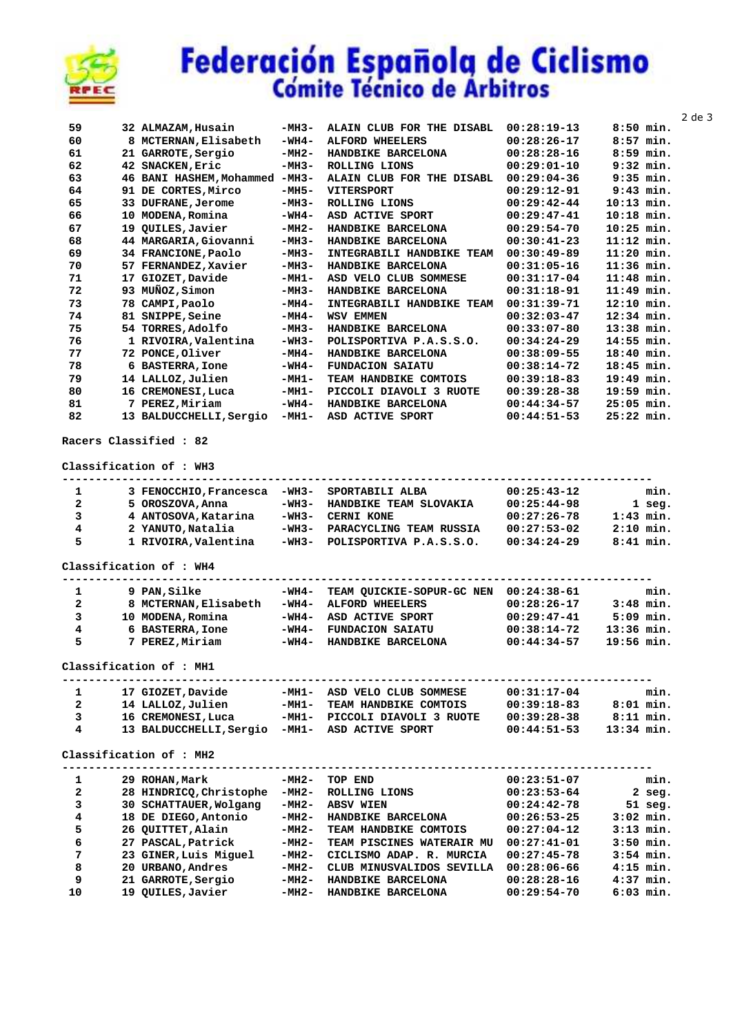# Federación Española de Ciclismo
## Cómite Técnico de Arbitros

| Pos | Dorsal | Name | Cat | Club | Time | Gap |
|---|---|---|---|---|---|---|
| 59 | 32 | ALMAZAM,Husain | -MH3- | ALAIN CLUB FOR THE DISABL | 00:28:19-13 | 8:50 min. |
| 60 | 8 | MCTERNAN,Elisabeth | -WH4- | ALFORD WHEELERS | 00:28:26-17 | 8:57 min. |
| 61 | 21 | GARROTE,Sergio | -MH2- | HANDBIKE BARCELONA | 00:28:28-16 | 8:59 min. |
| 62 | 42 | SNACKEN,Eric | -MH3- | ROLLING LIONS | 00:29:01-10 | 9:32 min. |
| 63 | 46 | BANI HASHEM,Mohammed | -MH3- | ALAIN CLUB FOR THE DISABL | 00:29:04-36 | 9:35 min. |
| 64 | 91 | DE CORTES,Mirco | -MH5- | VITERSPORT | 00:29:12-91 | 9:43 min. |
| 65 | 33 | DUFRANE,Jerome | -MH3- | ROLLING LIONS | 00:29:42-44 | 10:13 min. |
| 66 | 10 | MODENA,Romina | -WH4- | ASD ACTIVE SPORT | 00:29:47-41 | 10:18 min. |
| 67 | 19 | QUILES,Javier | -MH2- | HANDBIKE BARCELONA | 00:29:54-70 | 10:25 min. |
| 68 | 44 | MARGARIA,Giovanni | -MH3- | HANDBIKE BARCELONA | 00:30:41-23 | 11:12 min. |
| 69 | 34 | FRANCIONE,Paolo | -MH3- | INTEGRABILI HANDBIKE TEAM | 00:30:49-89 | 11:20 min. |
| 70 | 57 | FERNANDEZ,Xavier | -MH3- | HANDBIKE BARCELONA | 00:31:05-16 | 11:36 min. |
| 71 | 17 | GIOZET,Davide | -MH1- | ASD VELO CLUB SOMMESE | 00:31:17-04 | 11:48 min. |
| 72 | 93 | MUÑOZ,Simon | -MH3- | HANDBIKE BARCELONA | 00:31:18-91 | 11:49 min. |
| 73 | 78 | CAMPI,Paolo | -MH4- | INTEGRABILI HANDBIKE TEAM | 00:31:39-71 | 12:10 min. |
| 74 | 81 | SNIPPE,Seine | -MH4- | WSV EMMEN | 00:32:03-47 | 12:34 min. |
| 75 | 54 | TORRES,Adolfo | -MH3- | HANDBIKE BARCELONA | 00:33:07-80 | 13:38 min. |
| 76 | 1 | RIVOIRA,Valentina | -WH3- | POLISPORTIVA P.A.S.S.O. | 00:34:24-29 | 14:55 min. |
| 77 | 72 | PONCE,Oliver | -MH4- | HANDBIKE BARCELONA | 00:38:09-55 | 18:40 min. |
| 78 | 6 | BASTERRA,Ione | -WH4- | FUNDACION SAIATU | 00:38:14-72 | 18:45 min. |
| 79 | 14 | LALLOZ,Julien | -MH1- | TEAM HANDBIKE COMTOIS | 00:39:18-83 | 19:49 min. |
| 80 | 16 | CREMONESI,Luca | -MH1- | PICCOLI DIAVOLI 3 RUOTE | 00:39:28-38 | 19:59 min. |
| 81 | 7 | PEREZ,Miriam | -WH4- | HANDBIKE BARCELONA | 00:44:34-57 | 25:05 min. |
| 82 | 13 | BALDUCCHELLI,Sergio | -MH1- | ASD ACTIVE SPORT | 00:44:51-53 | 25:22 min. |

**Racers Classified : 82**

**Classification of : WH3**

| Pos | Dorsal | Name | Cat | Club | Time | Gap |
|---|---|---|---|---|---|---|
| 1 | 3 | FENOCCHIO,Francesca | -WH3- | SPORTABILI ALBA | 00:25:43-12 | min. |
| 2 | 5 | OROSZOVA,Anna | -WH3- | HANDBIKE TEAM SLOVAKIA | 00:25:44-98 | 1 seg. |
| 3 | 4 | ANTOSOVA,Katarina | -WH3- | CERNI KONE | 00:27:26-78 | 1:43 min. |
| 4 | 2 | YANUTO,Natalia | -WH3- | PARACYCLING TEAM RUSSIA | 00:27:53-02 | 2:10 min. |
| 5 | 1 | RIVOIRA,Valentina | -WH3- | POLISPORTIVA P.A.S.S.O. | 00:34:24-29 | 8:41 min. |

**Classification of : WH4**

| Pos | Dorsal | Name | Cat | Club | Time | Gap |
|---|---|---|---|---|---|---|
| 1 | 9 | PAN,Silke | -WH4- | TEAM QUICKIE-SOPUR-GC NEN | 00:24:38-61 | min. |
| 2 | 8 | MCTERNAN,Elisabeth | -WH4- | ALFORD WHEELERS | 00:28:26-17 | 3:48 min. |
| 3 | 10 | MODENA,Romina | -WH4- | ASD ACTIVE SPORT | 00:29:47-41 | 5:09 min. |
| 4 | 6 | BASTERRA,Ione | -WH4- | FUNDACION SAIATU | 00:38:14-72 | 13:36 min. |
| 5 | 7 | PEREZ,Miriam | -WH4- | HANDBIKE BARCELONA | 00:44:34-57 | 19:56 min. |

**Classification of : MH1**

| Pos | Dorsal | Name | Cat | Club | Time | Gap |
|---|---|---|---|---|---|---|
| 1 | 17 | GIOZET,Davide | -MH1- | ASD VELO CLUB SOMMESE | 00:31:17-04 | min. |
| 2 | 14 | LALLOZ,Julien | -MH1- | TEAM HANDBIKE COMTOIS | 00:39:18-83 | 8:01 min. |
| 3 | 16 | CREMONESI,Luca | -MH1- | PICCOLI DIAVOLI 3 RUOTE | 00:39:28-38 | 8:11 min. |
| 4 | 13 | BALDUCCHELLI,Sergio | -MH1- | ASD ACTIVE SPORT | 00:44:51-53 | 13:34 min. |

**Classification of : MH2**

| Pos | Dorsal | Name | Cat | Club | Time | Gap |
|---|---|---|---|---|---|---|
| 1 | 29 | ROHAN,Mark | -MH2- | TOP END | 00:23:51-07 | min. |
| 2 | 28 | HINDRICQ,Christophe | -MH2- | ROLLING LIONS | 00:23:53-64 | 2 seg. |
| 3 | 30 | SCHATTAUER,Wolgang | -MH2- | ABSV WIEN | 00:24:42-78 | 51 seg. |
| 4 | 18 | DE DIEGO,Antonio | -MH2- | HANDBIKE BARCELONA | 00:26:53-25 | 3:02 min. |
| 5 | 26 | QUITTET,Alain | -MH2- | TEAM HANDBIKE COMTOIS | 00:27:04-12 | 3:13 min. |
| 6 | 27 | PASCAL,Patrick | -MH2- | TEAM PISCINES WATERAIR MU | 00:27:41-01 | 3:50 min. |
| 7 | 23 | GINER,Luis Miguel | -MH2- | CICLISMO ADAP. R. MURCIA | 00:27:45-78 | 3:54 min. |
| 8 | 20 | URBANO,Andres | -MH2- | CLUB MINUSVALIDOS SEVILLA | 00:28:06-66 | 4:15 min. |
| 9 | 21 | GARROTE,Sergio | -MH2- | HANDBIKE BARCELONA | 00:28:28-16 | 4:37 min. |
| 10 | 19 | QUILES,Javier | -MH2- | HANDBIKE BARCELONA | 00:29:54-70 | 6:03 min. |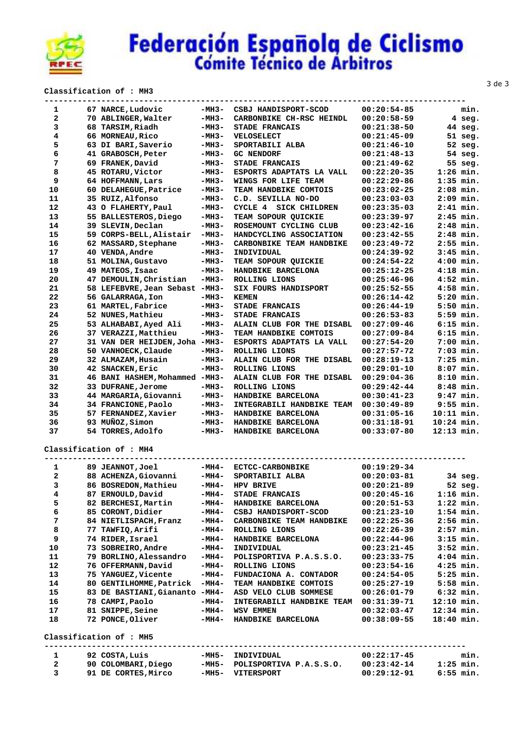# Federación Española de Ciclismo
## Cómite Técnico de Arbitros

**Classification of : MH3**

| | | | | | | |
|---|---|---|---|---|---|---|
| 1 | 67 | NARCE,Ludovic | -MH3- | CSBJ HANDISPORT-SCOD | 00:20:54-85 | min. |
| 2 | 70 | ABLINGER,Walter | -MH3- | CARBONBIKE CH-RSC HEINDL | 00:20:58-59 | 4 seg. |
| 3 | 68 | TARSIM,Riadh | -MH3- | STADE FRANCAIS | 00:21:38-50 | 44 seg. |
| 4 | 66 | MORNEAU,Rico | -MH3- | VELOSELECT | 00:21:45-09 | 51 seg. |
| 5 | 63 | DI BARI,Saverio | -MH3- | SPORTABILI ALBA | 00:21:46-10 | 52 seg. |
| 6 | 41 | GRABOSCH,Peter | -MH3- | GC NENDORF | 00:21:48-13 | 54 seg. |
| 7 | 69 | FRANEK,David | -MH3- | STADE FRANCAIS | 00:21:49-62 | 55 seg. |
| 8 | 45 | ROTARU,Victor | -MH3- | ESPORTS ADAPTATS LA VALL | 00:22:20-35 | 1:26 min. |
| 9 | 64 | HOFFMANN,Lars | -MH3- | WINGS FOR LIFE TEAM | 00:22:29-86 | 1:35 min. |
| 10 | 60 | DELAHEGUE,Patrice | -MH3- | TEAM HANDBIKE COMTOIS | 00:23:02-25 | 2:08 min. |
| 11 | 35 | RUIZ,Alfonso | -MH3- | C.D. SEVILLA NO-DO | 00:23:03-03 | 2:09 min. |
| 12 | 43 | O FLAHERTY,Paul | -MH3- | CYCLE 4 SICK CHILDREN | 00:23:35-03 | 2:41 min. |
| 13 | 55 | BALLESTEROS,Diego | -MH3- | TEAM SOPOUR QUICKIE | 00:23:39-97 | 2:45 min. |
| 14 | 39 | SLEVIN,Declan | -MH3- | ROSEMOUNT CYCLING CLUB | 00:23:42-16 | 2:48 min. |
| 15 | 59 | CORPS-BELL,Alistair | -MH3- | HANDCYCLING ASSOCIATION | 00:23:42-55 | 2:48 min. |
| 16 | 62 | MASSARD,Stephane | -MH3- | CARBONBIKE TEAM HANDBIKE | 00:23:49-72 | 2:55 min. |
| 17 | 40 | VENDA,Andre | -MH3- | INDIVIDUAL | 00:24:39-92 | 3:45 min. |
| 18 | 51 | MOLINA,Gustavo | -MH3- | TEAM SOPOUR QUICKIE | 00:24:54-22 | 4:00 min. |
| 19 | 49 | MATEOS,Isaac | -MH3- | HANDBIKE BARCELONA | 00:25:12-25 | 4:18 min. |
| 20 | 47 | DEMOULIN,Christian | -MH3- | ROLLING LIONS | 00:25:46-96 | 4:52 min. |
| 21 | 58 | LEFEBVRE,Jean Sebast | -MH3- | SIX FOURS HANDISPORT | 00:25:52-55 | 4:58 min. |
| 22 | 56 | GALARRAGA,Ion | -MH3- | KEMEN | 00:26:14-42 | 5:20 min. |
| 23 | 61 | MARTEL,Fabrice | -MH3- | STADE FRANCAIS | 00:26:44-19 | 5:50 min. |
| 24 | 52 | NUNES,Mathieu | -MH3- | STADE FRANCAIS | 00:26:53-83 | 5:59 min. |
| 25 | 53 | ALHABABI,Ayed Ali | -MH3- | ALAIN CLUB FOR THE DISABL | 00:27:09-46 | 6:15 min. |
| 26 | 37 | VERAZZI,Matthieu | -MH3- | TEAM HANDBIKE COMTOIS | 00:27:09-84 | 6:15 min. |
| 27 | 31 | VAN DER HEIJDEN,Joha | -MH3- | ESPORTS ADAPTATS LA VALL | 00:27:54-20 | 7:00 min. |
| 28 | 50 | VANHOECK,Claude | -MH3- | ROLLING LIONS | 00:27:57-72 | 7:03 min. |
| 29 | 32 | ALMAZAM,Husain | -MH3- | ALAIN CLUB FOR THE DISABL | 00:28:19-13 | 7:25 min. |
| 30 | 42 | SNACKEN,Eric | -MH3- | ROLLING LIONS | 00:29:01-10 | 8:07 min. |
| 31 | 46 | BANI HASHEM,Mohammed | -MH3- | ALAIN CLUB FOR THE DISABL | 00:29:04-36 | 8:10 min. |
| 32 | 33 | DUFRANE,Jerome | -MH3- | ROLLING LIONS | 00:29:42-44 | 8:48 min. |
| 33 | 44 | MARGARIA,Giovanni | -MH3- | HANDBIKE BARCELONA | 00:30:41-23 | 9:47 min. |
| 34 | 34 | FRANCIONE,Paolo | -MH3- | INTEGRABILI HANDBIKE TEAM | 00:30:49-89 | 9:55 min. |
| 35 | 57 | FERNANDEZ,Xavier | -MH3- | HANDBIKE BARCELONA | 00:31:05-16 | 10:11 min. |
| 36 | 93 | MUÑOZ,Simon | -MH3- | HANDBIKE BARCELONA | 00:31:18-91 | 10:24 min. |
| 37 | 54 | TORRES,Adolfo | -MH3- | HANDBIKE BARCELONA | 00:33:07-80 | 12:13 min. |

**Classification of : MH4**

| | | | | | | |
|---|---|---|---|---|---|---|
| 1 | 89 | JEANNOT,Joel | -MH4- | ECTCC-CARBONBIKE | 00:19:29-34 | |
| 2 | 88 | ACHENZA,Giovanni | -MH4- | SPORTABILI ALBA | 00:20:03-81 | 34 seg. |
| 3 | 86 | BOSREDON,Mathieu | -MH4- | HPV BRIVE | 00:20:21-89 | 52 seg. |
| 4 | 87 | ERNOULD,David | -MH4- | STADE FRANCAIS | 00:20:45-16 | 1:16 min. |
| 5 | 82 | BERCHESI,Martin | -MH4- | HANDBIKE BARCELONA | 00:20:51-53 | 1:22 min. |
| 6 | 85 | CORONT,Didier | -MH4- | CSBJ HANDISPORT-SCOD | 00:21:23-10 | 1:54 min. |
| 7 | 84 | NIETLISPACH,Franz | -MH4- | CARBONBIKE TEAM HANDBIKE | 00:22:25-36 | 2:56 min. |
| 8 | 77 | TAWFIQ,Arifi | -MH4- | ROLLING LIONS | 00:22:26-39 | 2:57 min. |
| 9 | 74 | RIDER,Israel | -MH4- | HANDBIKE BARCELONA | 00:22:44-96 | 3:15 min. |
| 10 | 73 | SOBREIRO,Andre | -MH4- | INDIVIDUAL | 00:23:21-45 | 3:52 min. |
| 11 | 79 | BORLINO,Alessandro | -MH4- | POLISPORTIVA P.A.S.S.O. | 00:23:33-75 | 4:04 min. |
| 12 | 76 | OFFERMANN,David | -MH4- | ROLLING LIONS | 00:23:54-16 | 4:25 min. |
| 13 | 75 | YANGUEZ,Vicente | -MH4- | FUNDACIONA A. CONTADOR | 00:24:54-05 | 5:25 min. |
| 14 | 80 | GENTILHOMME,Patrick | -MH4- | TEAM HANDBIKE COMTOIS | 00:25:27-19 | 5:58 min. |
| 15 | 83 | DE BASTIANI,Gianantо | -MH4- | ASD VELO CLUB SOMMESE | 00:26:01-79 | 6:32 min. |
| 16 | 78 | CAMPI,Paolo | -MH4- | INTEGRABILI HANDBIKE TEAM | 00:31:39-71 | 12:10 min. |
| 17 | 81 | SNIPPE,Seine | -MH4- | WSV EMMEN | 00:32:03-47 | 12:34 min. |
| 18 | 72 | PONCE,Oliver | -MH4- | HANDBIKE BARCELONA | 00:38:09-55 | 18:40 min. |

**Classification of : MH5**

| | | | | | | |
|---|---|---|---|---|---|---|
| 1 | 92 | COSTA,Luis | -MH5- | INDIVIDUAL | 00:22:17-45 | min. |
| 2 | 90 | COLOMBARI,Diego | -MH5- | POLISPORTIVA P.A.S.S.O. | 00:23:42-14 | 1:25 min. |
| 3 | 91 | DE CORTES,Mirco | -MH5- | VITERSPORT | 00:29:12-91 | 6:55 min. |